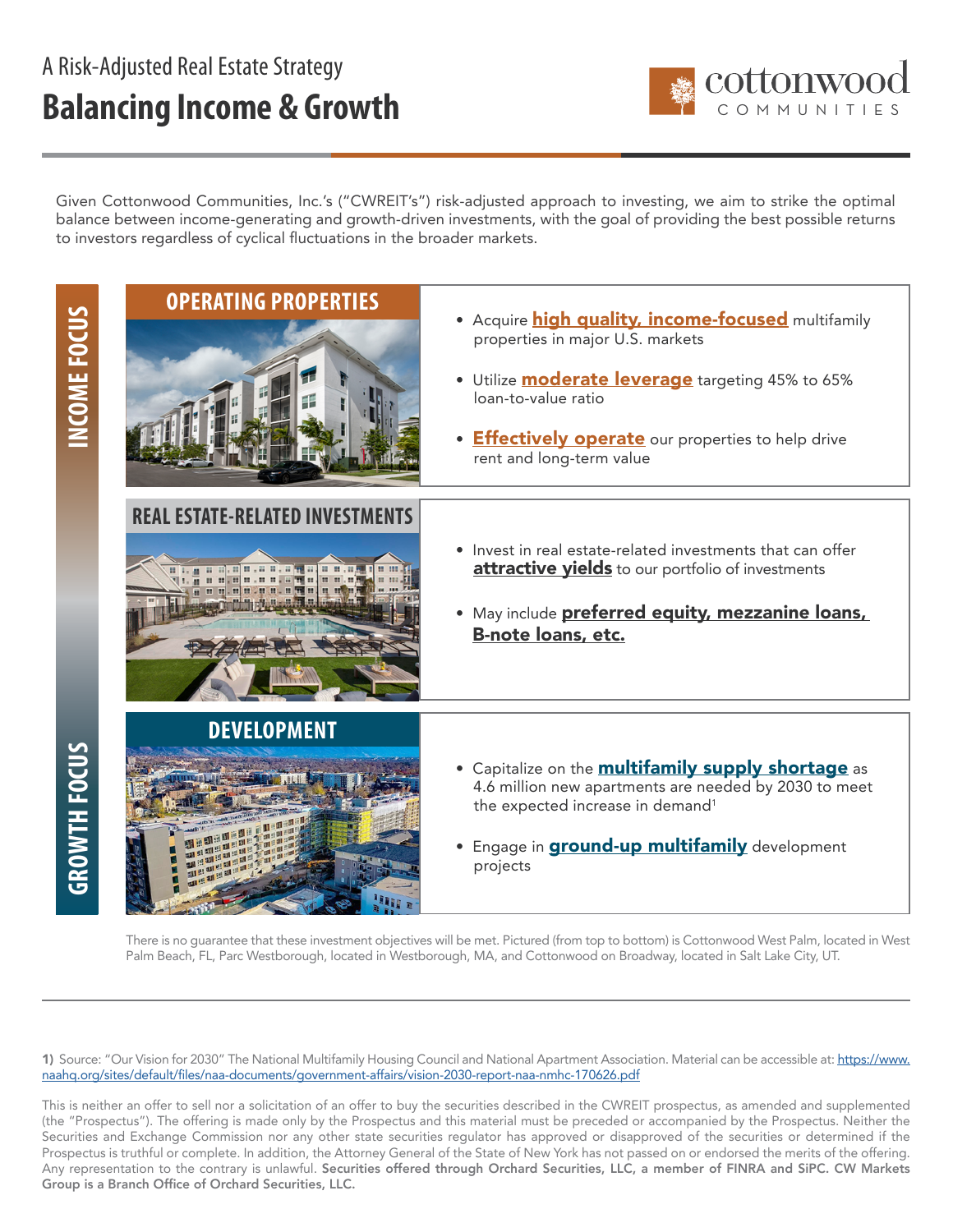A Risk-Adjusted Real Estate Strategy

# Balancing Income & Growth

cottonwood COMMUNITIES

Given Cottonwood Communities, Inc.'s ("CWREIT's") risk-adjusted approach to investing, we aim to strike the optimal balance between income-generating and growth-driven investments, with the goal of providing the best possible returns to investors regardless of cyclical fluctuations in the broader markets.

**INCOME FOCUS**

## OPERATING PROPERTIES

- Acquire **high quality, income-focused** multifamily properties in major U.S. markets
- Utilize **moderate leverage** targeting 45% to 65% loan-to-value ratio
- **Effectively operate** our properties to help drive rent and long-term value

## REAL ESTATE-RELATED INVESTMENTS

- Invest in real estate-related investments that can offer **attractive yields** to our portfolio of investments
- May include **preferred equity, mezzanine loans, B-note loans, etc.**

**GROWTH FOCUS**

## DEVELOPMENT

- Capitalize on the **multifamily supply shortage** as 4.6 million new apartments are needed by 2030 to meet the expected increase in demand[1]
- Engage in **ground-up multifamily** development projects

There is no guarantee that these investment objectives will be met. Pictured (from top to bottom) is Cottonwood West Palm, located in West Palm Beach, FL, Parc Westborough, located in Westborough, MA, and Cottonwood on Broadway, located in Salt Lake City, UT.

---

**1)** Source: "Our Vision for 2030" The National Multifamily Housing Council and National Apartment Association. Material can be accessible at: https://www.naahq.org/sites/default/files/naa-documents/government-affairs/vision-2030-report-naa-nmhc-170626.pdf

This is neither an offer to sell nor a solicitation of an offer to buy the securities described in the CWREIT prospectus, as amended and supplemented (the "Prospectus"). The offering is made only by the Prospectus and this material must be preceded or accompanied by the Prospectus. Neither the Securities and Exchange Commission nor any other state securities regulator has approved or disapproved of the securities or determined if the Prospectus is truthful or complete. In addition, the Attorney General of the State of New York has not passed on or endorsed the merits of the offering. Any representation to the contrary is unlawful. **Securities offered through Orchard Securities, LLC, a member of FINRA and SiPC. CW Markets Group is a Branch Office of Orchard Securities, LLC.**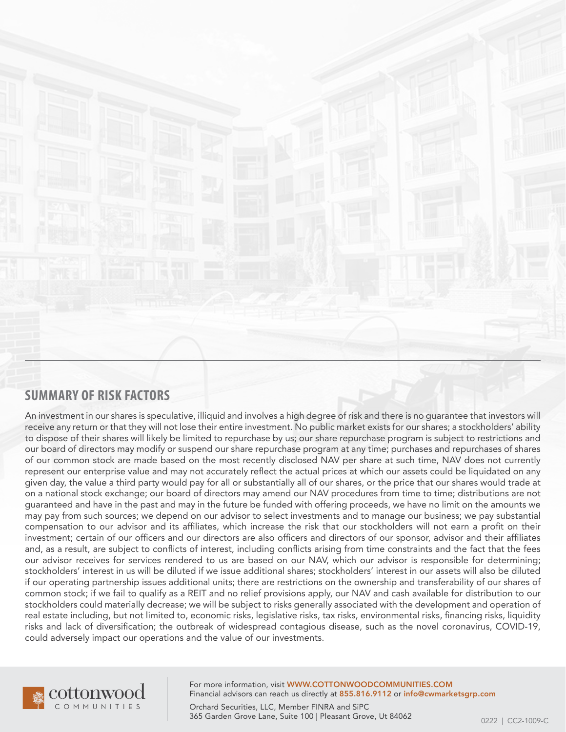## SUMMARY OF RISK FACTORS

An investment in our shares is speculative, illiquid and involves a high degree of risk and there is no guarantee that investors will receive any return or that they will not lose their entire investment. No public market exists for our shares; a stockholders' ability to dispose of their shares will likely be limited to repurchase by us; our share repurchase program is subject to restrictions and our board of directors may modify or suspend our share repurchase program at any time; purchases and repurchases of shares of our common stock are made based on the most recently disclosed NAV per share at such time, NAV does not currently represent our enterprise value and may not accurately reflect the actual prices at which our assets could be liquidated on any given day, the value a third party would pay for all or substantially all of our shares, or the price that our shares would trade at on a national stock exchange; our board of directors may amend our NAV procedures from time to time; distributions are not guaranteed and have in the past and may in the future be funded with offering proceeds, we have no limit on the amounts we may pay from such sources; we depend on our advisor to select investments and to manage our business; we pay substantial compensation to our advisor and its affiliates, which increase the risk that our stockholders will not earn a profit on their investment; certain of our officers and our directors are also officers and directors of our sponsor, advisor and their affiliates and, as a result, are subject to conflicts of interest, including conflicts arising from time constraints and the fact that the fees our advisor receives for services rendered to us are based on our NAV, which our advisor is responsible for determining; stockholders' interest in us will be diluted if we issue additional shares; stockholders' interest in our assets will also be diluted if our operating partnership issues additional units; there are restrictions on the ownership and transferability of our shares of common stock; if we fail to qualify as a REIT and no relief provisions apply, our NAV and cash available for distribution to our stockholders could materially decrease; we will be subject to risks generally associated with the development and operation of real estate including, but not limited to, economic risks, legislative risks, tax risks, environmental risks, financing risks, liquidity risks and lack of diversification; the outbreak of widespread contagious disease, such as the novel coronavirus, COVID-19, could adversely impact our operations and the value of our investments.

cottonwood COMMUNITIES

For more information, visit **WWW.COTTONWOODCOMMUNITIES.COM**
Financial advisors can reach us directly at **855.816.9112** or **info@cwmarketsgrp.com**

Orchard Securities, LLC, Member FINRA and SiPC
365 Garden Grove Lane, Suite 100 | Pleasant Grove, Ut 84062

0222 | CC2-1009-C